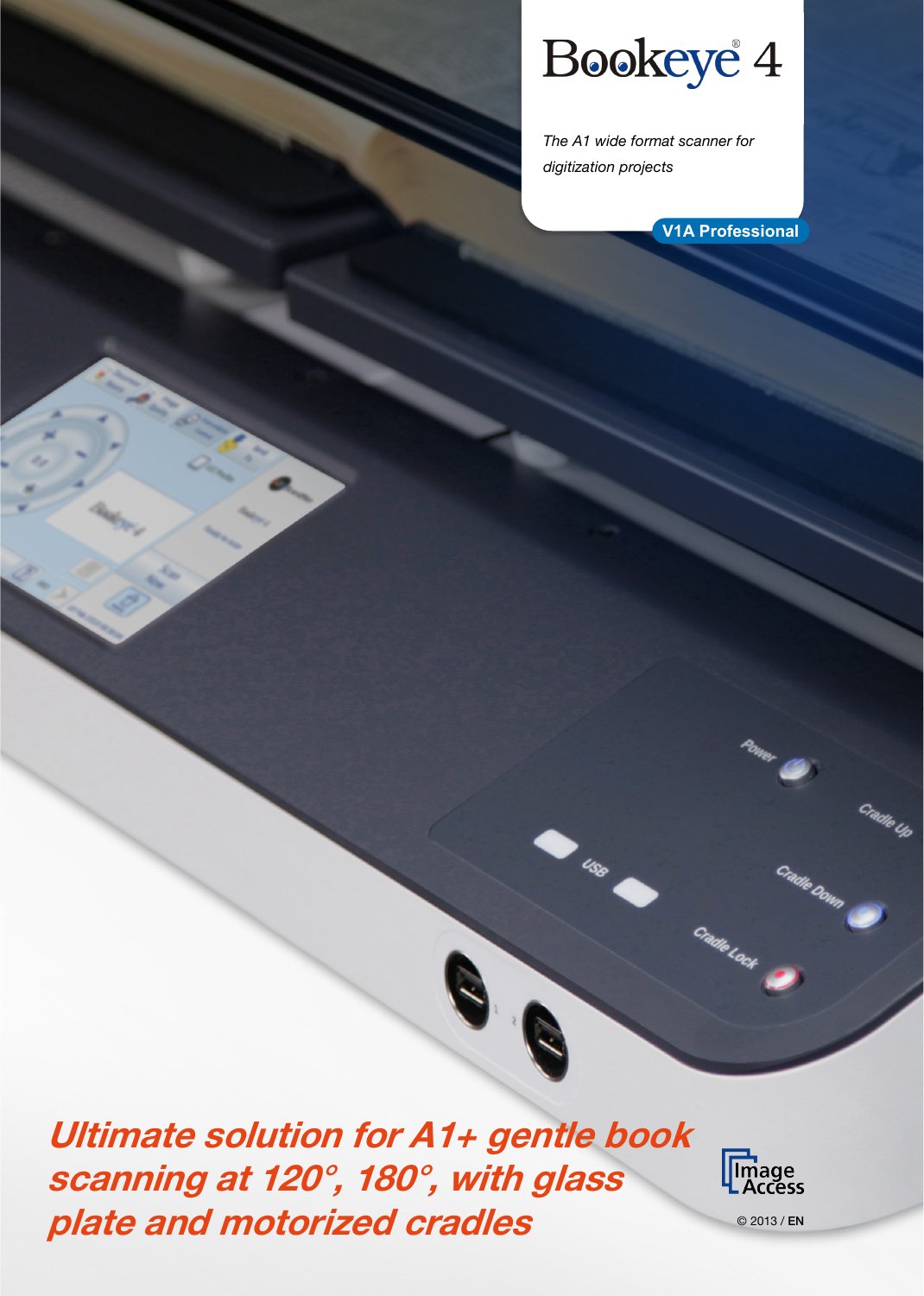# Bookeye® 4

*The A1 wide format scanner for digitization projects*

**V1A Professional**

## *Ultimate solution for A1+ gentle book scanning at 120°, 180°, with glass plate and motorized cradles*

Image Access

© 2013 / **EN**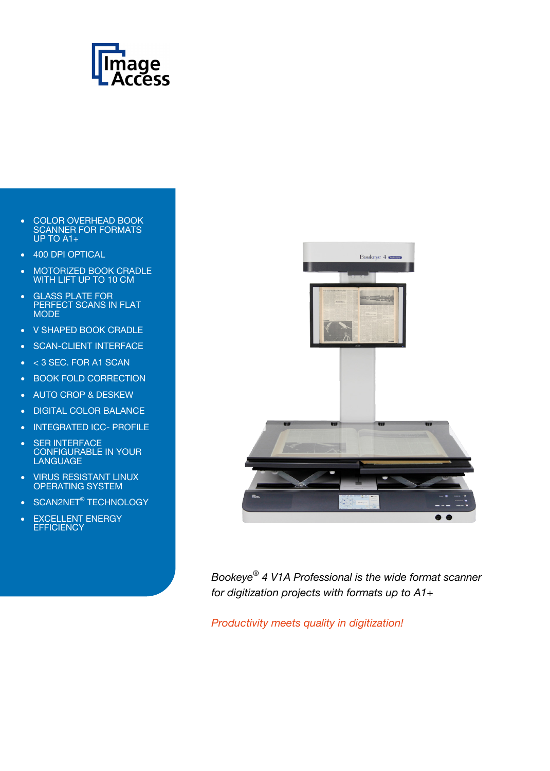Image Access

- COLOR OVERHEAD BOOK SCANNER FOR FORMATS UP TO A1+
- 400 DPI OPTICAL
- MOTORIZED BOOK CRADLE WITH LIFT UP TO 10 CM
- GLASS PLATE FOR PERFECT SCANS IN FLAT MODE
- V SHAPED BOOK CRADLE
- SCAN-CLIENT INTERFACE
- < 3 SEC. FOR A1 SCAN
- BOOK FOLD CORRECTION
- AUTO CROP & DESKEW
- DIGITAL COLOR BALANCE
- INTEGRATED ICC- PROFILE
- SER INTERFACE CONFIGURABLE IN YOUR LANGUAGE
- VIRUS RESISTANT LINUX OPERATING SYSTEM
- SCAN2NET® TECHNOLOGY
- EXCELLENT ENERGY EFFICIENCY

*Bookeye® 4 V1A Professional is the wide format scanner for digitization projects with formats up to A1+*

*Productivity meets quality in digitization!*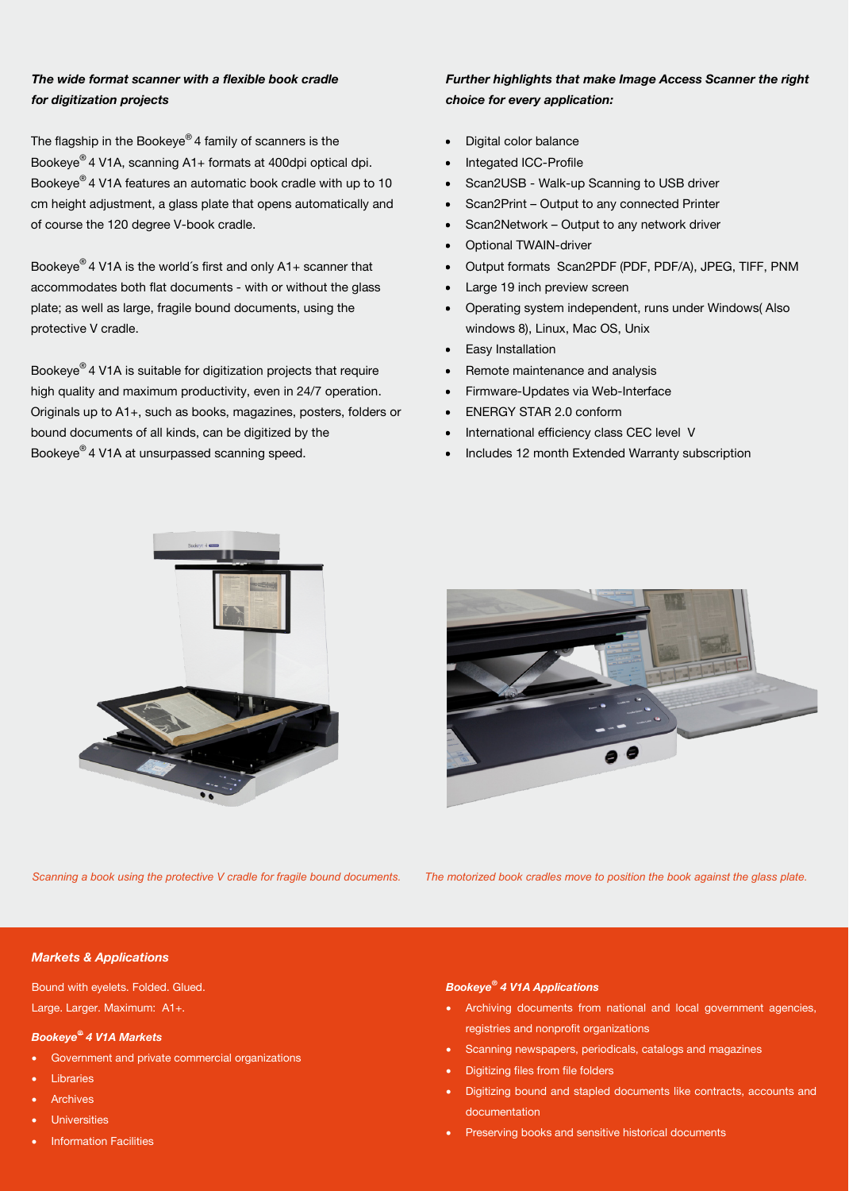***The wide format scanner with a flexible book cradle for digitization projects***

The flagship in the Bookeye® 4 family of scanners is the Bookeye® 4 V1A, scanning A1+ formats at 400dpi optical dpi. Bookeye® 4 V1A features an automatic book cradle with up to 10 cm height adjustment, a glass plate that opens automatically and of course the 120 degree V-book cradle.

Bookeye® 4 V1A is the world´s first and only A1+ scanner that accommodates both flat documents - with or without the glass plate; as well as large, fragile bound documents, using the protective V cradle.

Bookeye® 4 V1A is suitable for digitization projects that require high quality and maximum productivity, even in 24/7 operation. Originals up to A1+, such as books, magazines, posters, folders or bound documents of all kinds, can be digitized by the Bookeye® 4 V1A at unsurpassed scanning speed.

***Further highlights that make Image Access Scanner the right choice for every application:***

- Digital color balance
- Integated ICC-Profile
- Scan2USB - Walk-up Scanning to USB driver
- Scan2Print – Output to any connected Printer
- Scan2Network – Output to any network driver
- Optional TWAIN-driver
- Output formats Scan2PDF (PDF, PDF/A), JPEG, TIFF, PNM
- Large 19 inch preview screen
- Operating system independent, runs under Windows( Also windows 8), Linux, Mac OS, Unix
- Easy Installation
- Remote maintenance and analysis
- Firmware-Updates via Web-Interface
- ENERGY STAR 2.0 conform
- International efficiency class CEC level V
- Includes 12 month Extended Warranty subscription

*Scanning a book using the protective V cradle for fragile bound documents.*

*The motorized book cradles move to position the book against the glass plate.*

***Markets & Applications***

Bound with eyelets. Folded. Glued.
Large. Larger. Maximum: A1+.

***Bookeye® 4 V1A Markets***

- Government and private commercial organizations
- Libraries
- Archives
- Universities
- Information Facilities

***Bookeye® 4 V1A Applications***

- Archiving documents from national and local government agencies, registries and nonprofit organizations
- Scanning newspapers, periodicals, catalogs and magazines
- Digitizing files from file folders
- Digitizing bound and stapled documents like contracts, accounts and documentation
- Preserving books and sensitive historical documents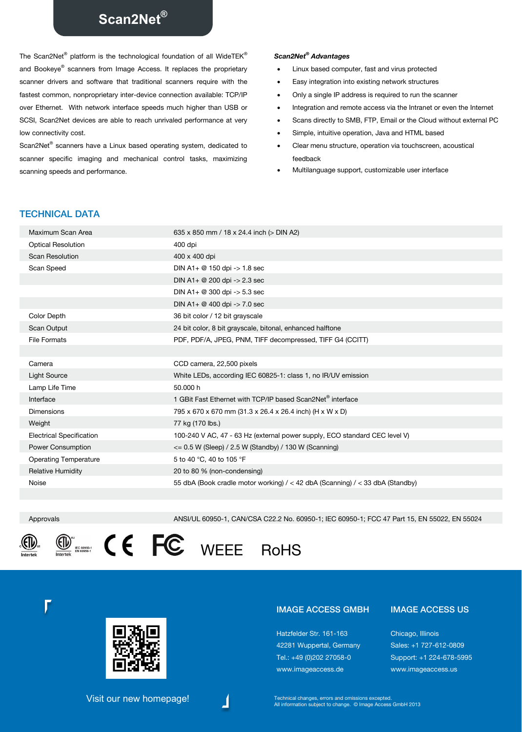# Scan2Net®

The Scan2Net® platform is the technological foundation of all WideTEK® and Bookeye® scanners from Image Access. It replaces the proprietary scanner drivers and software that traditional scanners require with the fastest common, nonproprietary inter-device connection available: TCP/IP over Ethernet. With network interface speeds much higher than USB or SCSI, Scan2Net devices are able to reach unrivaled performance at very low connectivity cost.

Scan2Net® scanners have a Linux based operating system, dedicated to scanner specific imaging and mechanical control tasks, maximizing scanning speeds and performance.

***Scan2Net® Advantages***

- Linux based computer, fast and virus protected
- Easy integration into existing network structures
- Only a single IP address is required to run the scanner
- Integration and remote access via the Intranet or even the Internet
- Scans directly to SMB, FTP, Email or the Cloud without external PC
- Simple, intuitive operation, Java and HTML based
- Clear menu structure, operation via touchscreen, acoustical feedback
- Multilanguage support, customizable user interface

## TECHNICAL DATA

| | |
|---|---|
| Maximum Scan Area | 635 x 850 mm / 18 x 24.4 inch (> DIN A2) |
| Optical Resolution | 400 dpi |
| Scan Resolution | 400 x 400 dpi |
| Scan Speed | DIN A1+ @ 150 dpi -> 1.8 sec |
| | DIN A1+ @ 200 dpi -> 2.3 sec |
| | DIN A1+ @ 300 dpi -> 5.3 sec |
| | DIN A1+ @ 400 dpi -> 7.0 sec |
| Color Depth | 36 bit color / 12 bit grayscale |
| Scan Output | 24 bit color, 8 bit grayscale, bitonal, enhanced halftone |
| File Formats | PDF, PDF/A, JPEG, PNM, TIFF decompressed, TIFF G4 (CCITT) |
| | |
| Camera | CCD camera, 22,500 pixels |
| Light Source | White LEDs, according IEC 60825-1: class 1, no IR/UV emission |
| Lamp Life Time | 50.000 h |
| Interface | 1 GBit Fast Ethernet with TCP/IP based Scan2Net® interface |
| Dimensions | 795 x 670 x 670 mm (31.3 x 26.4 x 26.4 inch) (H x W x D) |
| Weight | 77 kg (170 lbs.) |
| Electrical Specification | 100-240 V AC, 47 - 63 Hz (external power supply, ECO standard CEC level V) |
| Power Consumption | <= 0.5 W (Sleep) / 2.5 W (Standby) / 130 W (Scanning) |
| Operating Temperature | 5 to 40 °C, 40 to 105 °F |
| Relative Humidity | 20 to 80 % (non-condensing) |
| Noise | 55 dbA (Book cradle motor working) / < 42 dbA (Scanning) / < 33 dbA (Standby) |
| | |
| Approvals | ANSI/UL 60950-1, CAN/CSA C22.2 No. 60950-1; IEC 60950-1; FCC 47 Part 15, EN 55022, EN 55024 |

Intertek Intertek IEC 60950-1 EN 60950-1 CE FC WEEE RoHS

Visit our new homepage!

**IMAGE ACCESS GMBH**

Hatzfelder Str. 161-163
42281 Wuppertal, Germany
Tel.: +49 (0)202 27058-0
www.imageaccess.de

**IMAGE ACCESS US**

Chicago, Illinois
Sales: +1 727-612-0809
Support: +1 224-678-5995
www.imageaccess.us

Technical changes, errors and omissions excepted.
All information subject to change. © Image Access GmbH 2013